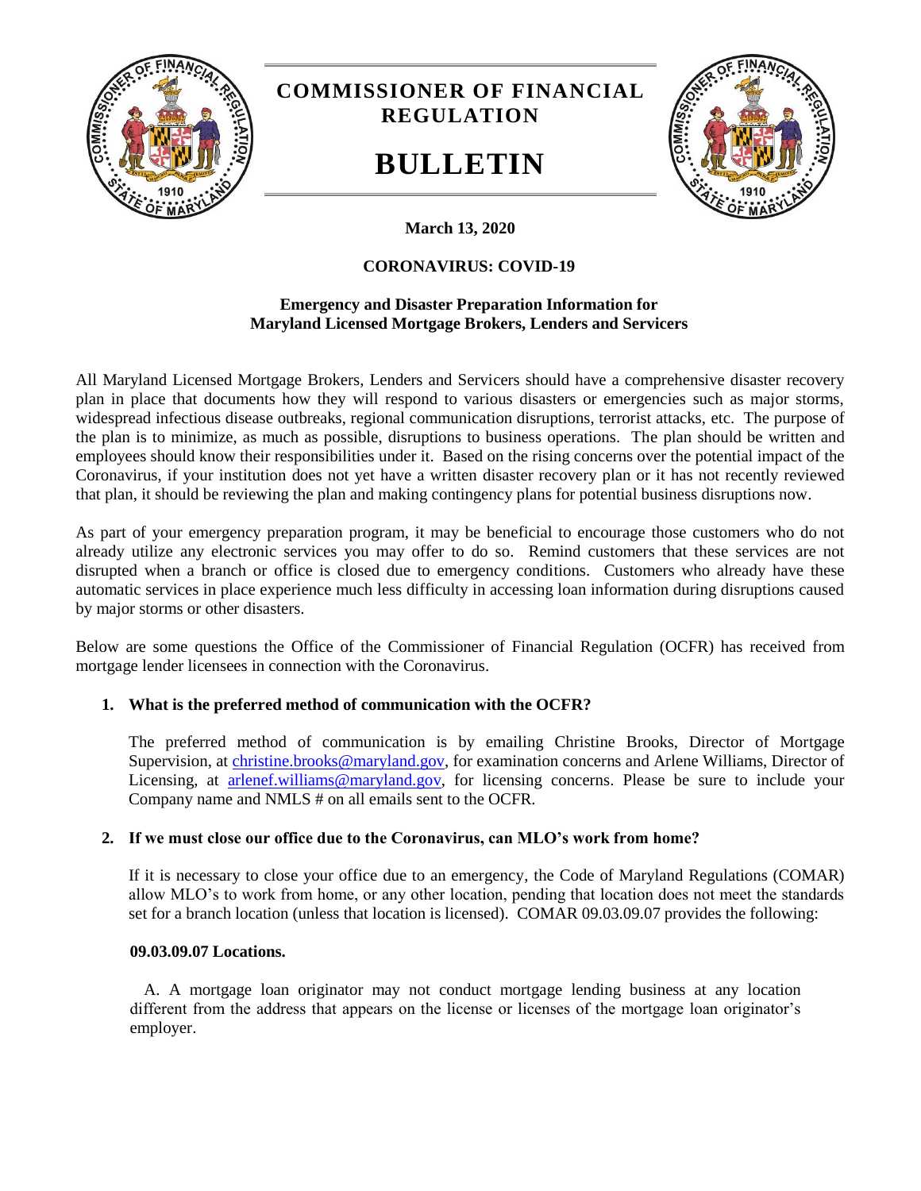# COMMISSIONER OF FINANCIAL REGULATION

# BULLETIN

**March 13, 2020**

## CORONAVIRUS: COVID-19

### Emergency and Disaster Preparation Information for Maryland Licensed Mortgage Brokers, Lenders and Servicers

All Maryland Licensed Mortgage Brokers, Lenders and Servicers should have a comprehensive disaster recovery plan in place that documents how they will respond to various disasters or emergencies such as major storms, widespread infectious disease outbreaks, regional communication disruptions, terrorist attacks, etc. The purpose of the plan is to minimize, as much as possible, disruptions to business operations. The plan should be written and employees should know their responsibilities under it. Based on the rising concerns over the potential impact of the Coronavirus, if your institution does not yet have a written disaster recovery plan or it has not recently reviewed that plan, it should be reviewing the plan and making contingency plans for potential business disruptions now.

As part of your emergency preparation program, it may be beneficial to encourage those customers who do not already utilize any electronic services you may offer to do so. Remind customers that these services are not disrupted when a branch or office is closed due to emergency conditions. Customers who already have these automatic services in place experience much less difficulty in accessing loan information during disruptions caused by major storms or other disasters.

Below are some questions the Office of the Commissioner of Financial Regulation (OCFR) has received from mortgage lender licensees in connection with the Coronavirus.

1. **What is the preferred method of communication with the OCFR?**

   The preferred method of communication is by emailing Christine Brooks, Director of Mortgage Supervision, at christine.brooks@maryland.gov, for examination concerns and Arlene Williams, Director of Licensing, at arlenef.williams@maryland.gov, for licensing concerns. Please be sure to include your Company name and NMLS # on all emails sent to the OCFR.

2. **If we must close our office due to the Coronavirus, can MLO's work from home?**

   If it is necessary to close your office due to an emergency, the Code of Maryland Regulations (COMAR) allow MLO's to work from home, or any other location, pending that location does not meet the standards set for a branch location (unless that location is licensed). COMAR 09.03.09.07 provides the following:

   **09.03.09.07 Locations.**

   A. A mortgage loan originator may not conduct mortgage lending business at any location different from the address that appears on the license or licenses of the mortgage loan originator's employer.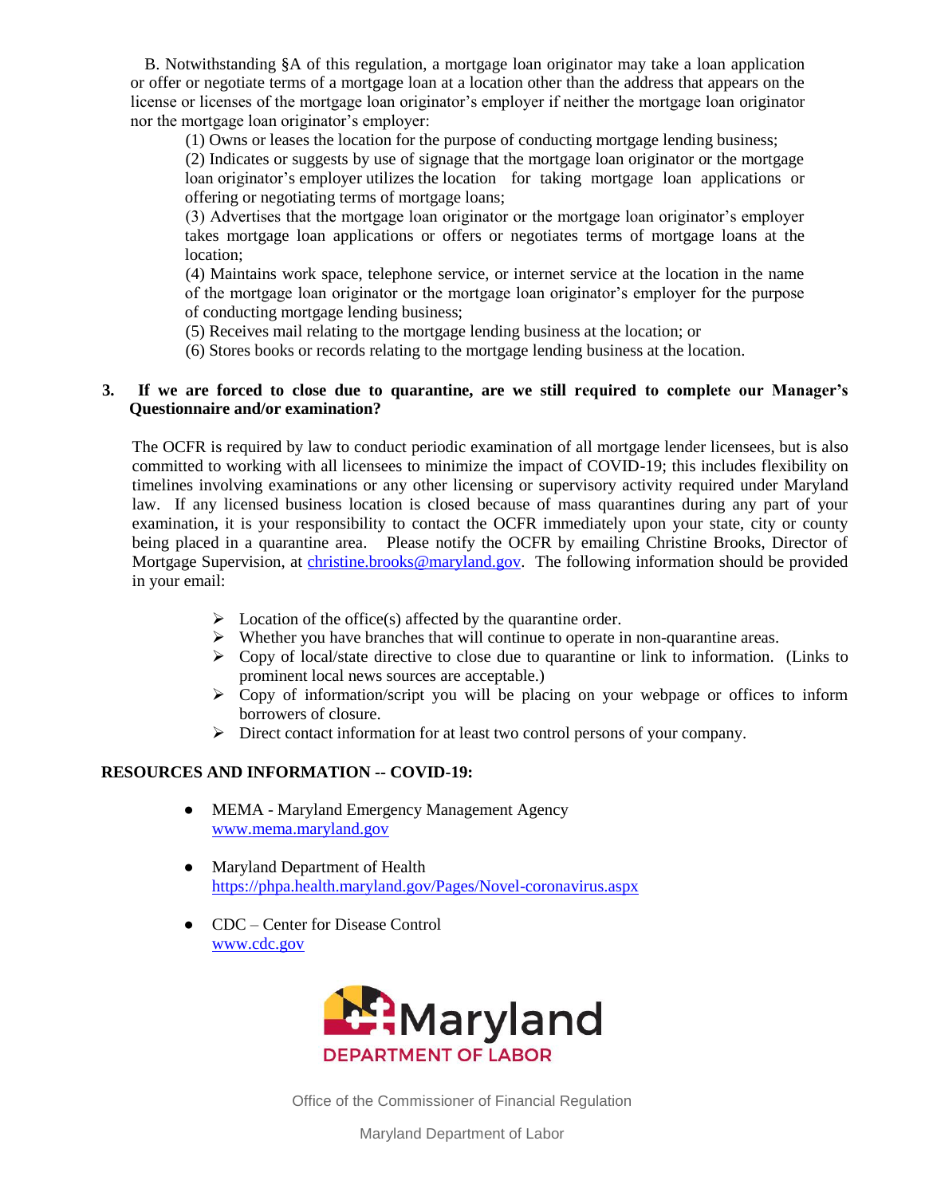B. Notwithstanding §A of this regulation, a mortgage loan originator may take a loan application or offer or negotiate terms of a mortgage loan at a location other than the address that appears on the license or licenses of the mortgage loan originator's employer if neither the mortgage loan originator nor the mortgage loan originator's employer:

(1) Owns or leases the location for the purpose of conducting mortgage lending business;
(2) Indicates or suggests by use of signage that the mortgage loan originator or the mortgage loan originator's employer utilizes the location for taking mortgage loan applications or offering or negotiating terms of mortgage loans;
(3) Advertises that the mortgage loan originator or the mortgage loan originator's employer takes mortgage loan applications or offers or negotiates terms of mortgage loans at the location;
(4) Maintains work space, telephone service, or internet service at the location in the name of the mortgage loan originator or the mortgage loan originator's employer for the purpose of conducting mortgage lending business;
(5) Receives mail relating to the mortgage lending business at the location; or
(6) Stores books or records relating to the mortgage lending business at the location.

**3. If we are forced to close due to quarantine, are we still required to complete our Manager's Questionnaire and/or examination?**

The OCFR is required by law to conduct periodic examination of all mortgage lender licensees, but is also committed to working with all licensees to minimize the impact of COVID-19; this includes flexibility on timelines involving examinations or any other licensing or supervisory activity required under Maryland law. If any licensed business location is closed because of mass quarantines during any part of your examination, it is your responsibility to contact the OCFR immediately upon your state, city or county being placed in a quarantine area. Please notify the OCFR by emailing Christine Brooks, Director of Mortgage Supervision, at christine.brooks@maryland.gov. The following information should be provided in your email:

- Location of the office(s) affected by the quarantine order.
- Whether you have branches that will continue to operate in non-quarantine areas.
- Copy of local/state directive to close due to quarantine or link to information. (Links to prominent local news sources are acceptable.)
- Copy of information/script you will be placing on your webpage or offices to inform borrowers of closure.
- Direct contact information for at least two control persons of your company.

**RESOURCES AND INFORMATION -- COVID-19:**

- MEMA - Maryland Emergency Management Agency
  www.mema.maryland.gov
- Maryland Department of Health
  https://phpa.health.maryland.gov/Pages/Novel-coronavirus.aspx
- CDC – Center for Disease Control
  www.cdc.gov

Maryland
DEPARTMENT OF LABOR

Office of the Commissioner of Financial Regulation

Maryland Department of Labor